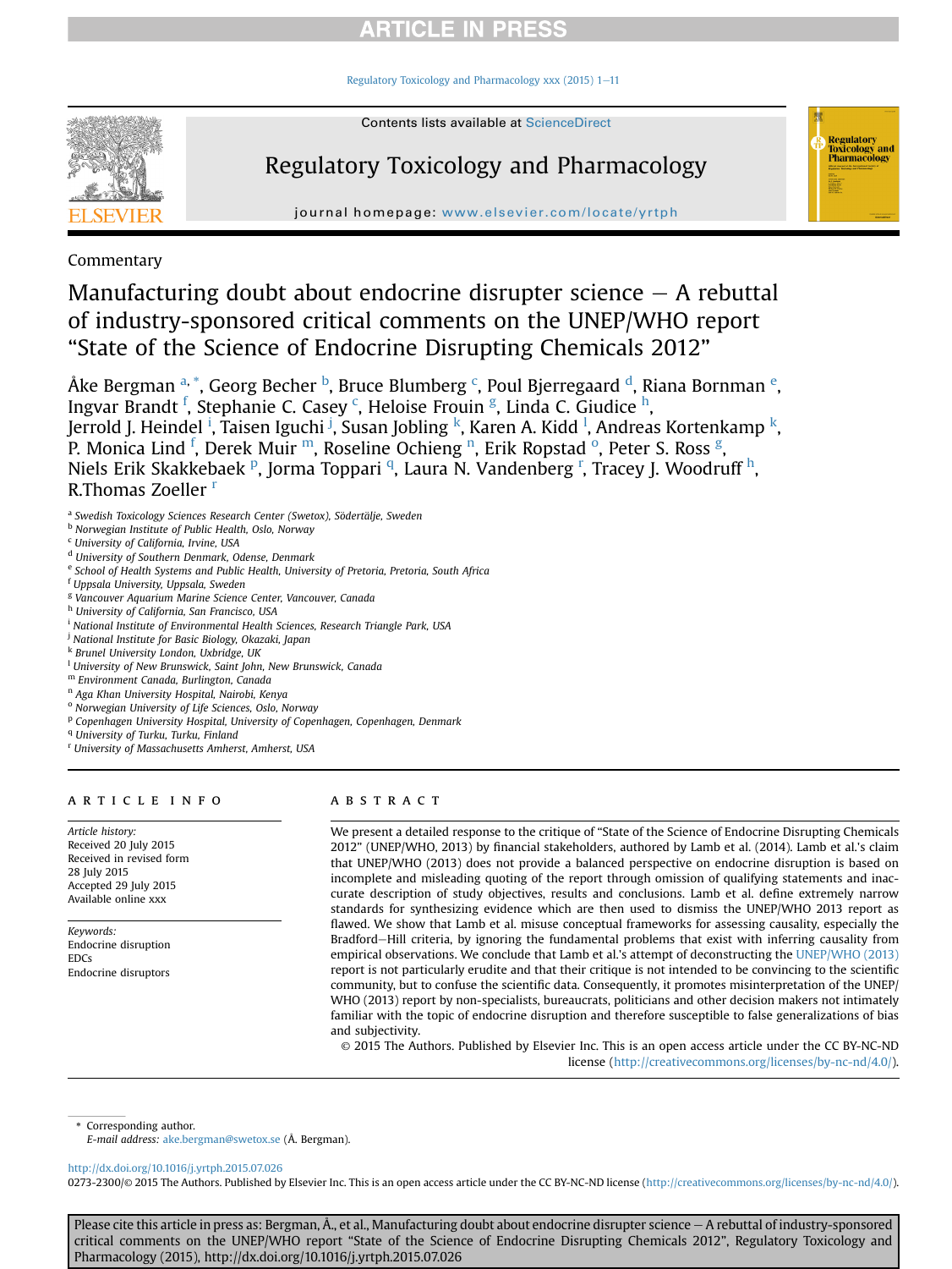Commentary

# Manufacturing doubt about endocrine disrupter science – A rebuttal of industry-sponsored critical comments on the UNEP/WHO report "State of the Science of Endocrine Disrupting Chemicals 2012"

Åke Bergman [a,*], Georg Becher [b], Bruce Blumberg [c], Poul Bjerregaard [d], Riana Bornman [e], Ingvar Brandt [f], Stephanie C. Casey [c], Heloise Frouin [g], Linda C. Giudice [h], Jerrold J. Heindel [i], Taisen Iguchi [j], Susan Jobling [k], Karen A. Kidd [l], Andreas Kortenkamp [k], P. Monica Lind [f], Derek Muir [m], Roseline Ochieng [n], Erik Ropstad [o], Peter S. Ross [g], Niels Erik Skakkebaek [p], Jorma Toppari [q], Laura N. Vandenberg [r], Tracey J. Woodruff [h], R.Thomas Zoeller [r]

[a] *Swedish Toxicology Sciences Research Center (Swetox), Södertälje, Sweden*
[b] *Norwegian Institute of Public Health, Oslo, Norway*
[c] *University of California, Irvine, USA*
[d] *University of Southern Denmark, Odense, Denmark*
[e] *School of Health Systems and Public Health, University of Pretoria, Pretoria, South Africa*
[f] *Uppsala University, Uppsala, Sweden*
[g] *Vancouver Aquarium Marine Science Center, Vancouver, Canada*
[h] *University of California, San Francisco, USA*
[i] *National Institute of Environmental Health Sciences, Research Triangle Park, USA*
[j] *National Institute for Basic Biology, Okazaki, Japan*
[k] *Brunel University London, Uxbridge, UK*
[l] *University of New Brunswick, Saint John, New Brunswick, Canada*
[m] *Environment Canada, Burlington, Canada*
[n] *Aga Khan University Hospital, Nairobi, Kenya*
[o] *Norwegian University of Life Sciences, Oslo, Norway*
[p] *Copenhagen University Hospital, University of Copenhagen, Copenhagen, Denmark*
[q] *University of Turku, Turku, Finland*
[r] *University of Massachusetts Amherst, Amherst, USA*

## ARTICLE INFO

*Article history:*
Received 20 July 2015
Received in revised form 28 July 2015
Accepted 29 July 2015
Available online xxx

*Keywords:*
Endocrine disruption
EDCs
Endocrine disruptors

## ABSTRACT

We present a detailed response to the critique of "State of the Science of Endocrine Disrupting Chemicals 2012" (UNEP/WHO, 2013) by financial stakeholders, authored by Lamb et al. (2014). Lamb et al.'s claim that UNEP/WHO (2013) does not provide a balanced perspective on endocrine disruption is based on incomplete and misleading quoting of the report through omission of qualifying statements and inaccurate description of study objectives, results and conclusions. Lamb et al. define extremely narrow standards for synthesizing evidence which are then used to dismiss the UNEP/WHO 2013 report as flawed. We show that Lamb et al. misuse conceptual frameworks for assessing causality, especially the Bradford–Hill criteria, by ignoring the fundamental problems that exist with inferring causality from empirical observations. We conclude that Lamb et al.'s attempt of deconstructing the UNEP/WHO (2013) report is not particularly erudite and that their critique is not intended to be convincing to the scientific community, but to confuse the scientific data. Consequently, it promotes misinterpretation of the UNEP/WHO (2013) report by non-specialists, bureaucrats, politicians and other decision makers not intimately familiar with the topic of endocrine disruption and therefore susceptible to false generalizations of bias and subjectivity.

© 2015 The Authors. Published by Elsevier Inc. This is an open access article under the CC BY-NC-ND license (http://creativecommons.org/licenses/by-nc-nd/4.0/).

---

\* Corresponding author.
*E-mail address:* ake.bergman@swetox.se (Å. Bergman).

http://dx.doi.org/10.1016/j.yrtph.2015.07.026
0273-2300/© 2015 The Authors. Published by Elsevier Inc. This is an open access article under the CC BY-NC-ND license (http://creativecommons.org/licenses/by-nc-nd/4.0/).

Please cite this article in press as: Bergman, Å., et al., Manufacturing doubt about endocrine disrupter science – A rebuttal of industry-sponsored critical comments on the UNEP/WHO report "State of the Science of Endocrine Disrupting Chemicals 2012", Regulatory Toxicology and Pharmacology (2015), http://dx.doi.org/10.1016/j.yrtph.2015.07.026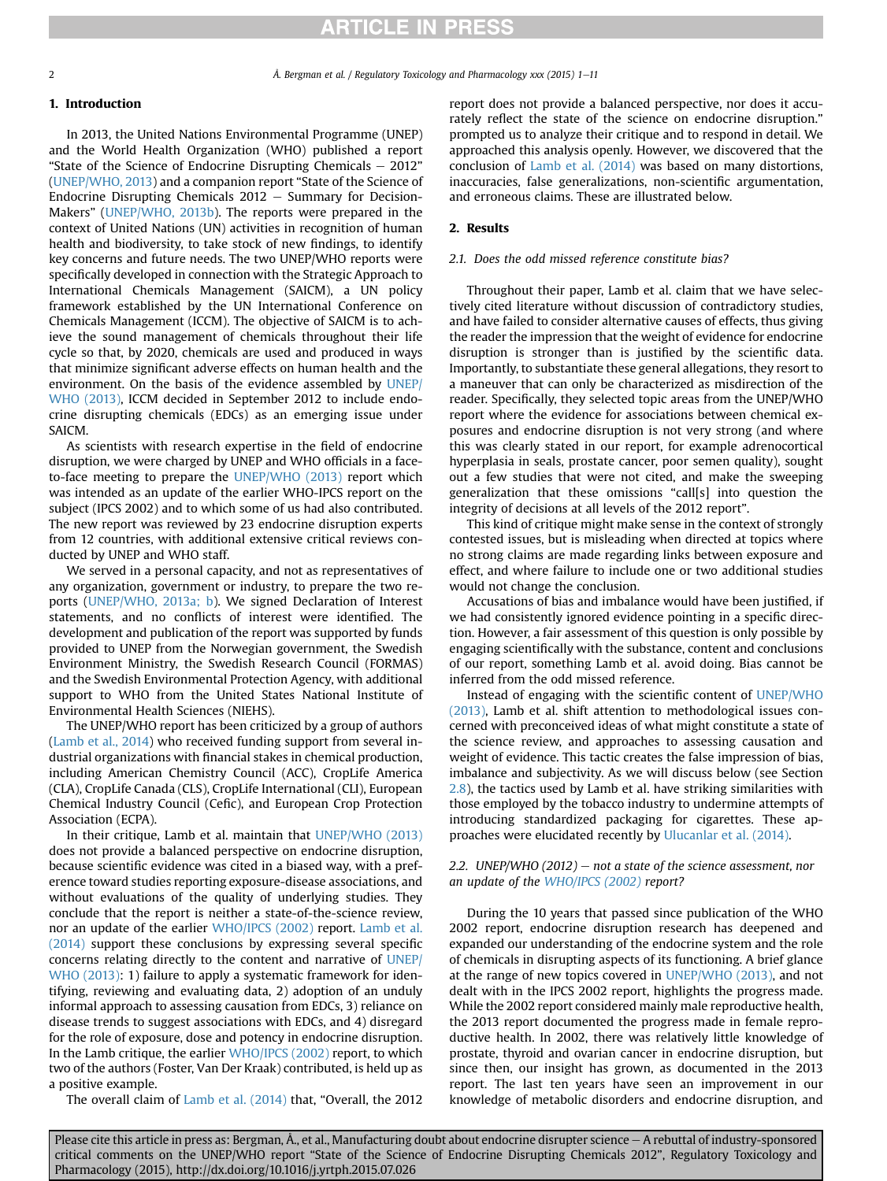## 1. Introduction

In 2013, the United Nations Environmental Programme (UNEP) and the World Health Organization (WHO) published a report "State of the Science of Endocrine Disrupting Chemicals – 2012" (UNEP/WHO, 2013) and a companion report "State of the Science of Endocrine Disrupting Chemicals 2012 – Summary for Decision-Makers" (UNEP/WHO, 2013b). The reports were prepared in the context of United Nations (UN) activities in recognition of human health and biodiversity, to take stock of new findings, to identify key concerns and future needs. The two UNEP/WHO reports were specifically developed in connection with the Strategic Approach to International Chemicals Management (SAICM), a UN policy framework established by the UN International Conference on Chemicals Management (ICCM). The objective of SAICM is to achieve the sound management of chemicals throughout their life cycle so that, by 2020, chemicals are used and produced in ways that minimize significant adverse effects on human health and the environment. On the basis of the evidence assembled by UNEP/WHO (2013), ICCM decided in September 2012 to include endocrine disrupting chemicals (EDCs) as an emerging issue under SAICM.

As scientists with research expertise in the field of endocrine disruption, we were charged by UNEP and WHO officials in a face-to-face meeting to prepare the UNEP/WHO (2013) report which was intended as an update of the earlier WHO-IPCS report on the subject (IPCS 2002) and to which some of us had also contributed. The new report was reviewed by 23 endocrine disruption experts from 12 countries, with additional extensive critical reviews conducted by UNEP and WHO staff.

We served in a personal capacity, and not as representatives of any organization, government or industry, to prepare the two reports (UNEP/WHO, 2013a; b). We signed Declaration of Interest statements, and no conflicts of interest were identified. The development and publication of the report was supported by funds provided to UNEP from the Norwegian government, the Swedish Environment Ministry, the Swedish Research Council (FORMAS) and the Swedish Environmental Protection Agency, with additional support to WHO from the United States National Institute of Environmental Health Sciences (NIEHS).

The UNEP/WHO report has been criticized by a group of authors (Lamb et al., 2014) who received funding support from several industrial organizations with financial stakes in chemical production, including American Chemistry Council (ACC), CropLife America (CLA), CropLife Canada (CLS), CropLife International (CLI), European Chemical Industry Council (Cefic), and European Crop Protection Association (ECPA).

In their critique, Lamb et al. maintain that UNEP/WHO (2013) does not provide a balanced perspective on endocrine disruption, because scientific evidence was cited in a biased way, with a preference toward studies reporting exposure-disease associations, and without evaluations of the quality of underlying studies. They conclude that the report is neither a state-of-the-science review, nor an update of the earlier WHO/IPCS (2002) report. Lamb et al. (2014) support these conclusions by expressing several specific concerns relating directly to the content and narrative of UNEP/WHO (2013): 1) failure to apply a systematic framework for identifying, reviewing and evaluating data, 2) adoption of an unduly informal approach to assessing causation from EDCs, 3) reliance on disease trends to suggest associations with EDCs, and 4) disregard for the role of exposure, dose and potency in endocrine disruption. In the Lamb critique, the earlier WHO/IPCS (2002) report, to which two of the authors (Foster, Van Der Kraak) contributed, is held up as a positive example.

The overall claim of Lamb et al. (2014) that, "Overall, the 2012 report does not provide a balanced perspective, nor does it accurately reflect the state of the science on endocrine disruption." prompted us to analyze their critique and to respond in detail. We approached this analysis openly. However, we discovered that the conclusion of Lamb et al. (2014) was based on many distortions, inaccuracies, false generalizations, non-scientific argumentation, and erroneous claims. These are illustrated below.

## 2. Results

### 2.1. Does the odd missed reference constitute bias?

Throughout their paper, Lamb et al. claim that we have selectively cited literature without discussion of contradictory studies, and have failed to consider alternative causes of effects, thus giving the reader the impression that the weight of evidence for endocrine disruption is stronger than is justified by the scientific data. Importantly, to substantiate these general allegations, they resort to a maneuver that can only be characterized as misdirection of the reader. Specifically, they selected topic areas from the UNEP/WHO report where the evidence for associations between chemical exposures and endocrine disruption is not very strong (and where this was clearly stated in our report, for example adrenocortical hyperplasia in seals, prostate cancer, poor semen quality), sought out a few studies that were not cited, and make the sweeping generalization that these omissions "call[s] into question the integrity of decisions at all levels of the 2012 report".

This kind of critique might make sense in the context of strongly contested issues, but is misleading when directed at topics where no strong claims are made regarding links between exposure and effect, and where failure to include one or two additional studies would not change the conclusion.

Accusations of bias and imbalance would have been justified, if we had consistently ignored evidence pointing in a specific direction. However, a fair assessment of this question is only possible by engaging scientifically with the substance, content and conclusions of our report, something Lamb et al. avoid doing. Bias cannot be inferred from the odd missed reference.

Instead of engaging with the scientific content of UNEP/WHO (2013), Lamb et al. shift attention to methodological issues concerned with preconceived ideas of what might constitute a state of the science review, and approaches to assessing causation and weight of evidence. This tactic creates the false impression of bias, imbalance and subjectivity. As we will discuss below (see Section 2.8), the tactics used by Lamb et al. have striking similarities with those employed by the tobacco industry to undermine attempts of introducing standardized packaging for cigarettes. These approaches were elucidated recently by Ulucanlar et al. (2014).

### 2.2. UNEP/WHO (2012) – not a state of the science assessment, nor an update of the WHO/IPCS (2002) report?

During the 10 years that passed since publication of the WHO 2002 report, endocrine disruption research has deepened and expanded our understanding of the endocrine system and the role of chemicals in disrupting aspects of its functioning. A brief glance at the range of new topics covered in UNEP/WHO (2013), and not dealt with in the IPCS 2002 report, highlights the progress made. While the 2002 report considered mainly male reproductive health, the 2013 report documented the progress made in female reproductive health. In 2002, there was relatively little knowledge of prostate, thyroid and ovarian cancer in endocrine disruption, but since then, our insight has grown, as documented in the 2013 report. The last ten years have seen an improvement in our knowledge of metabolic disorders and endocrine disruption, and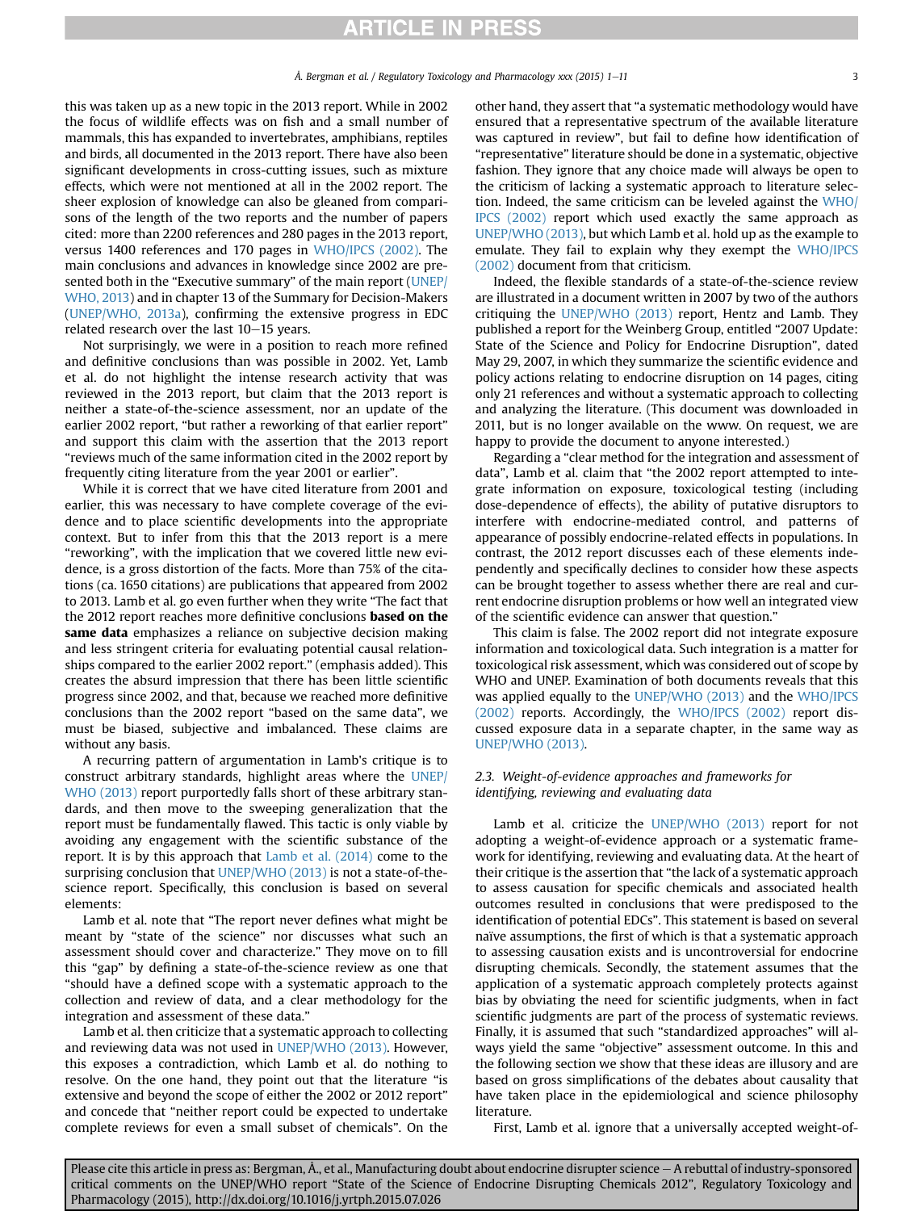this was taken up as a new topic in the 2013 report. While in 2002 the focus of wildlife effects was on fish and a small number of mammals, this has expanded to invertebrates, amphibians, reptiles and birds, all documented in the 2013 report. There have also been significant developments in cross-cutting issues, such as mixture effects, which were not mentioned at all in the 2002 report. The sheer explosion of knowledge can also be gleaned from comparisons of the length of the two reports and the number of papers cited: more than 2200 references and 280 pages in the 2013 report, versus 1400 references and 170 pages in WHO/IPCS (2002). The main conclusions and advances in knowledge since 2002 are presented both in the "Executive summary" of the main report (UNEP/WHO, 2013) and in chapter 13 of the Summary for Decision-Makers (UNEP/WHO, 2013a), confirming the extensive progress in EDC related research over the last 10–15 years.

Not surprisingly, we were in a position to reach more refined and definitive conclusions than was possible in 2002. Yet, Lamb et al. do not highlight the intense research activity that was reviewed in the 2013 report, but claim that the 2013 report is neither a state-of-the-science assessment, nor an update of the earlier 2002 report, "but rather a reworking of that earlier report" and support this claim with the assertion that the 2013 report "reviews much of the same information cited in the 2002 report by frequently citing literature from the year 2001 or earlier".

While it is correct that we have cited literature from 2001 and earlier, this was necessary to have complete coverage of the evidence and to place scientific developments into the appropriate context. But to infer from this that the 2013 report is a mere "reworking", with the implication that we covered little new evidence, is a gross distortion of the facts. More than 75% of the citations (ca. 1650 citations) are publications that appeared from 2002 to 2013. Lamb et al. go even further when they write "The fact that the 2012 report reaches more definitive conclusions **based on the same data** emphasizes a reliance on subjective decision making and less stringent criteria for evaluating potential causal relationships compared to the earlier 2002 report." (emphasis added). This creates the absurd impression that there has been little scientific progress since 2002, and that, because we reached more definitive conclusions than the 2002 report "based on the same data", we must be biased, subjective and imbalanced. These claims are without any basis.

A recurring pattern of argumentation in Lamb's critique is to construct arbitrary standards, highlight areas where the UNEP/WHO (2013) report purportedly falls short of these arbitrary standards, and then move to the sweeping generalization that the report must be fundamentally flawed. This tactic is only viable by avoiding any engagement with the scientific substance of the report. It is by this approach that Lamb et al. (2014) come to the surprising conclusion that UNEP/WHO (2013) is not a state-of-the-science report. Specifically, this conclusion is based on several elements:

Lamb et al. note that "The report never defines what might be meant by "state of the science" nor discusses what such an assessment should cover and characterize." They move on to fill this "gap" by defining a state-of-the-science review as one that "should have a defined scope with a systematic approach to the collection and review of data, and a clear methodology for the integration and assessment of these data."

Lamb et al. then criticize that a systematic approach to collecting and reviewing data was not used in UNEP/WHO (2013). However, this exposes a contradiction, which Lamb et al. do nothing to resolve. On the one hand, they point out that the literature "is extensive and beyond the scope of either the 2002 or 2012 report" and concede that "neither report could be expected to undertake complete reviews for even a small subset of chemicals". On the other hand, they assert that "a systematic methodology would have ensured that a representative spectrum of the available literature was captured in review", but fail to define how identification of "representative" literature should be done in a systematic, objective fashion. They ignore that any choice made will always be open to the criticism of lacking a systematic approach to literature selection. Indeed, the same criticism can be leveled against the WHO/IPCS (2002) report which used exactly the same approach as UNEP/WHO (2013), but which Lamb et al. hold up as the example to emulate. They fail to explain why they exempt the WHO/IPCS (2002) document from that criticism.

Indeed, the flexible standards of a state-of-the-science review are illustrated in a document written in 2007 by two of the authors critiquing the UNEP/WHO (2013) report, Hentz and Lamb. They published a report for the Weinberg Group, entitled "2007 Update: State of the Science and Policy for Endocrine Disruption", dated May 29, 2007, in which they summarize the scientific evidence and policy actions relating to endocrine disruption on 14 pages, citing only 21 references and without a systematic approach to collecting and analyzing the literature. (This document was downloaded in 2011, but is no longer available on the www. On request, we are happy to provide the document to anyone interested.)

Regarding a "clear method for the integration and assessment of data", Lamb et al. claim that "the 2002 report attempted to integrate information on exposure, toxicological testing (including dose-dependence of effects), the ability of putative disruptors to interfere with endocrine-mediated control, and patterns of appearance of possibly endocrine-related effects in populations. In contrast, the 2012 report discusses each of these elements independently and specifically declines to consider how these aspects can be brought together to assess whether there are real and current endocrine disruption problems or how well an integrated view of the scientific evidence can answer that question."

This claim is false. The 2002 report did not integrate exposure information and toxicological data. Such integration is a matter for toxicological risk assessment, which was considered out of scope by WHO and UNEP. Examination of both documents reveals that this was applied equally to the UNEP/WHO (2013) and the WHO/IPCS (2002) reports. Accordingly, the WHO/IPCS (2002) report discussed exposure data in a separate chapter, in the same way as UNEP/WHO (2013).

### 2.3. Weight-of-evidence approaches and frameworks for identifying, reviewing and evaluating data

Lamb et al. criticize the UNEP/WHO (2013) report for not adopting a weight-of-evidence approach or a systematic framework for identifying, reviewing and evaluating data. At the heart of their critique is the assertion that "the lack of a systematic approach to assess causation for specific chemicals and associated health outcomes resulted in conclusions that were predisposed to the identification of potential EDCs". This statement is based on several naïve assumptions, the first of which is that a systematic approach to assessing causation exists and is uncontroversial for endocrine disrupting chemicals. Secondly, the statement assumes that the application of a systematic approach completely protects against bias by obviating the need for scientific judgments, when in fact scientific judgments are part of the process of systematic reviews. Finally, it is assumed that such "standardized approaches" will always yield the same "objective" assessment outcome. In this and the following section we show that these ideas are illusory and are based on gross simplifications of the debates about causality that have taken place in the epidemiological and science philosophy literature.

First, Lamb et al. ignore that a universally accepted weight-of-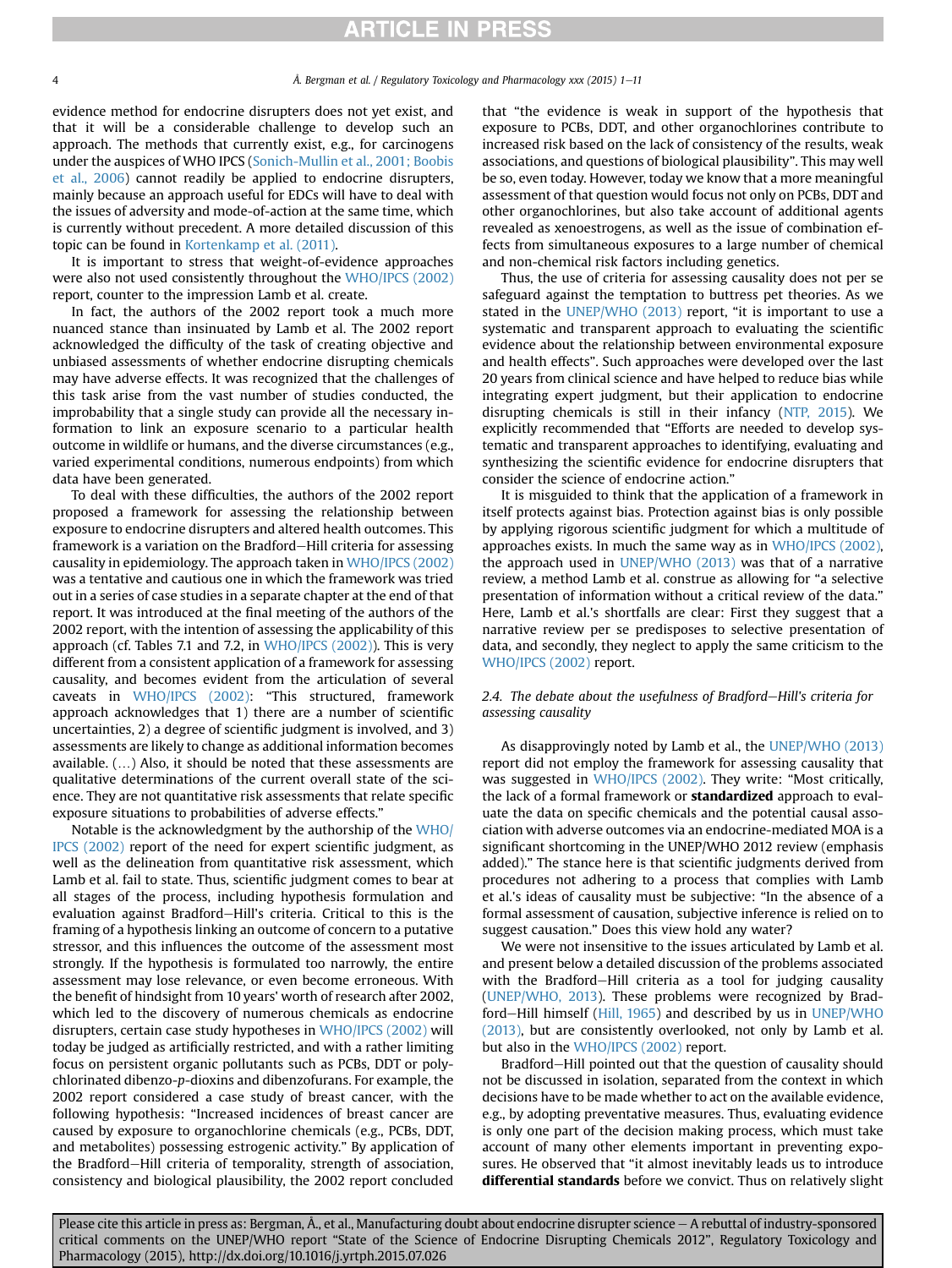evidence method for endocrine disrupters does not yet exist, and that it will be a considerable challenge to develop such an approach. The methods that currently exist, e.g., for carcinogens under the auspices of WHO IPCS (Sonich-Mullin et al., 2001; Boobis et al., 2006) cannot readily be applied to endocrine disrupters, mainly because an approach useful for EDCs will have to deal with the issues of adversity and mode-of-action at the same time, which is currently without precedent. A more detailed discussion of this topic can be found in Kortenkamp et al. (2011).

It is important to stress that weight-of-evidence approaches were also not used consistently throughout the WHO/IPCS (2002) report, counter to the impression Lamb et al. create.

In fact, the authors of the 2002 report took a much more nuanced stance than insinuated by Lamb et al. The 2002 report acknowledged the difficulty of the task of creating objective and unbiased assessments of whether endocrine disrupting chemicals may have adverse effects. It was recognized that the challenges of this task arise from the vast number of studies conducted, the improbability that a single study can provide all the necessary information to link an exposure scenario to a particular health outcome in wildlife or humans, and the diverse circumstances (e.g., varied experimental conditions, numerous endpoints) from which data have been generated.

To deal with these difficulties, the authors of the 2002 report proposed a framework for assessing the relationship between exposure to endocrine disrupters and altered health outcomes. This framework is a variation on the Bradford–Hill criteria for assessing causality in epidemiology. The approach taken in WHO/IPCS (2002) was a tentative and cautious one in which the framework was tried out in a series of case studies in a separate chapter at the end of that report. It was introduced at the final meeting of the authors of the 2002 report, with the intention of assessing the applicability of this approach (cf. Tables 7.1 and 7.2, in WHO/IPCS (2002)). This is very different from a consistent application of a framework for assessing causality, and becomes evident from the articulation of several caveats in WHO/IPCS (2002): "This structured, framework approach acknowledges that 1) there are a number of scientific uncertainties, 2) a degree of scientific judgment is involved, and 3) assessments are likely to change as additional information becomes available. (…) Also, it should be noted that these assessments are qualitative determinations of the current overall state of the science. They are not quantitative risk assessments that relate specific exposure situations to probabilities of adverse effects."

Notable is the acknowledgment by the authorship of the WHO/IPCS (2002) report of the need for expert scientific judgment, as well as the delineation from quantitative risk assessment, which Lamb et al. fail to state. Thus, scientific judgment comes to bear at all stages of the process, including hypothesis formulation and evaluation against Bradford–Hill's criteria. Critical to this is the framing of a hypothesis linking an outcome of concern to a putative stressor, and this influences the outcome of the assessment most strongly. If the hypothesis is formulated too narrowly, the entire assessment may lose relevance, or even become erroneous. With the benefit of hindsight from 10 years' worth of research after 2002, which led to the discovery of numerous chemicals as endocrine disrupters, certain case study hypotheses in WHO/IPCS (2002) will today be judged as artificially restricted, and with a rather limiting focus on persistent organic pollutants such as PCBs, DDT or polychlorinated dibenzo-*p*-dioxins and dibenzofurans. For example, the 2002 report considered a case study of breast cancer, with the following hypothesis: "Increased incidences of breast cancer are caused by exposure to organochlorine chemicals (e.g., PCBs, DDT, and metabolites) possessing estrogenic activity." By application of the Bradford–Hill criteria of temporality, strength of association, consistency and biological plausibility, the 2002 report concluded that "the evidence is weak in support of the hypothesis that exposure to PCBs, DDT, and other organochlorines contribute to increased risk based on the lack of consistency of the results, weak associations, and questions of biological plausibility". This may well be so, even today. However, today we know that a more meaningful assessment of that question would focus not only on PCBs, DDT and other organochlorines, but also take account of additional agents revealed as xenoestrogens, as well as the issue of combination effects from simultaneous exposures to a large number of chemical and non-chemical risk factors including genetics.

Thus, the use of criteria for assessing causality does not per se safeguard against the temptation to buttress pet theories. As we stated in the UNEP/WHO (2013) report, "it is important to use a systematic and transparent approach to evaluating the scientific evidence about the relationship between environmental exposure and health effects". Such approaches were developed over the last 20 years from clinical science and have helped to reduce bias while integrating expert judgment, but their application to endocrine disrupting chemicals is still in their infancy (NTP, 2015). We explicitly recommended that "Efforts are needed to develop systematic and transparent approaches to identifying, evaluating and synthesizing the scientific evidence for endocrine disrupters that consider the science of endocrine action."

It is misguided to think that the application of a framework in itself protects against bias. Protection against bias is only possible by applying rigorous scientific judgment for which a multitude of approaches exists. In much the same way as in WHO/IPCS (2002), the approach used in UNEP/WHO (2013) was that of a narrative review, a method Lamb et al. construe as allowing for "a selective presentation of information without a critical review of the data." Here, Lamb et al.'s shortfalls are clear: First they suggest that a narrative review per se predisposes to selective presentation of data, and secondly, they neglect to apply the same criticism to the WHO/IPCS (2002) report.

### *2.4. The debate about the usefulness of Bradford–Hill's criteria for assessing causality*

As disapprovingly noted by Lamb et al., the UNEP/WHO (2013) report did not employ the framework for assessing causality that was suggested in WHO/IPCS (2002). They write: "Most critically, the lack of a formal framework or **standardized** approach to evaluate the data on specific chemicals and the potential causal association with adverse outcomes via an endocrine-mediated MOA is a significant shortcoming in the UNEP/WHO 2012 review (emphasis added)." The stance here is that scientific judgments derived from procedures not adhering to a process that complies with Lamb et al.'s ideas of causality must be subjective: "In the absence of a formal assessment of causation, subjective inference is relied on to suggest causation." Does this view hold any water?

We were not insensitive to the issues articulated by Lamb et al. and present below a detailed discussion of the problems associated with the Bradford–Hill criteria as a tool for judging causality (UNEP/WHO, 2013). These problems were recognized by Bradford–Hill himself (Hill, 1965) and described by us in UNEP/WHO (2013), but are consistently overlooked, not only by Lamb et al. but also in the WHO/IPCS (2002) report.

Bradford–Hill pointed out that the question of causality should not be discussed in isolation, separated from the context in which decisions have to be made whether to act on the available evidence, e.g., by adopting preventative measures. Thus, evaluating evidence is only one part of the decision making process, which must take account of many other elements important in preventing exposures. He observed that "it almost inevitably leads us to introduce **differential standards** before we convict. Thus on relatively slight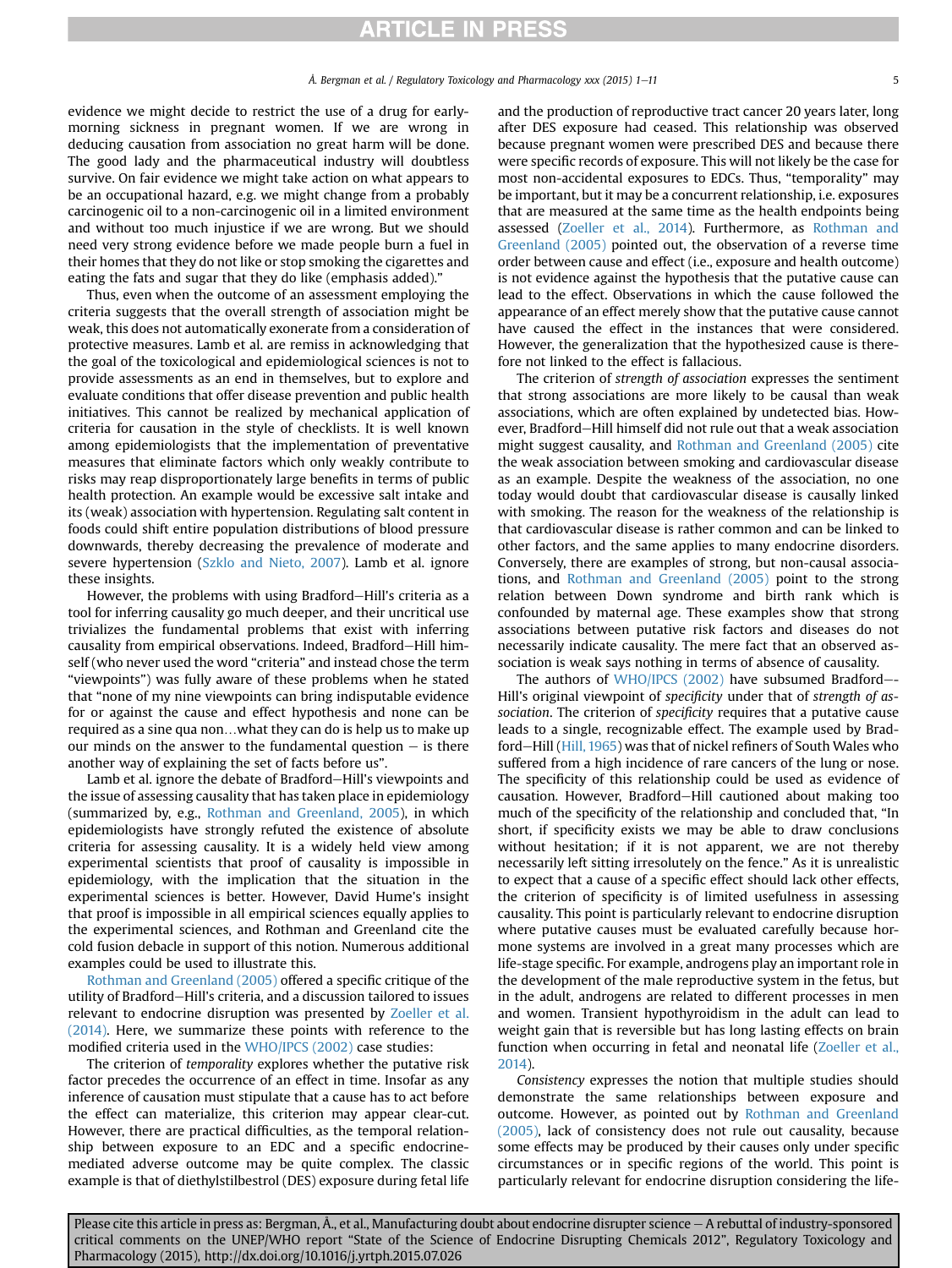evidence we might decide to restrict the use of a drug for early-morning sickness in pregnant women. If we are wrong in deducing causation from association no great harm will be done. The good lady and the pharmaceutical industry will doubtless survive. On fair evidence we might take action on what appears to be an occupational hazard, e.g. we might change from a probably carcinogenic oil to a non-carcinogenic oil in a limited environment and without too much injustice if we are wrong. But we should need very strong evidence before we made people burn a fuel in their homes that they do not like or stop smoking the cigarettes and eating the fats and sugar that they do like (emphasis added)."

Thus, even when the outcome of an assessment employing the criteria suggests that the overall strength of association might be weak, this does not automatically exonerate from a consideration of protective measures. Lamb et al. are remiss in acknowledging that the goal of the toxicological and epidemiological sciences is not to provide assessments as an end in themselves, but to explore and evaluate conditions that offer disease prevention and public health initiatives. This cannot be realized by mechanical application of criteria for causation in the style of checklists. It is well known among epidemiologists that the implementation of preventative measures that eliminate factors which only weakly contribute to risks may reap disproportionately large benefits in terms of public health protection. An example would be excessive salt intake and its (weak) association with hypertension. Regulating salt content in foods could shift entire population distributions of blood pressure downwards, thereby decreasing the prevalence of moderate and severe hypertension (Szklo and Nieto, 2007). Lamb et al. ignore these insights.

However, the problems with using Bradford–Hill's criteria as a tool for inferring causality go much deeper, and their uncritical use trivializes the fundamental problems that exist with inferring causality from empirical observations. Indeed, Bradford–Hill himself (who never used the word "criteria" and instead chose the term "viewpoints") was fully aware of these problems when he stated that "none of my nine viewpoints can bring indisputable evidence for or against the cause and effect hypothesis and none can be required as a sine qua non…what they can do is help us to make up our minds on the answer to the fundamental question – is there another way of explaining the set of facts before us".

Lamb et al. ignore the debate of Bradford–Hill's viewpoints and the issue of assessing causality that has taken place in epidemiology (summarized by, e.g., Rothman and Greenland, 2005), in which epidemiologists have strongly refuted the existence of absolute criteria for assessing causality. It is a widely held view among experimental scientists that proof of causality is impossible in epidemiology, with the implication that the situation in the experimental sciences is better. However, David Hume's insight that proof is impossible in all empirical sciences equally applies to the experimental sciences, and Rothman and Greenland cite the cold fusion debacle in support of this notion. Numerous additional examples could be used to illustrate this.

Rothman and Greenland (2005) offered a specific critique of the utility of Bradford–Hill's criteria, and a discussion tailored to issues relevant to endocrine disruption was presented by Zoeller et al. (2014). Here, we summarize these points with reference to the modified criteria used in the WHO/IPCS (2002) case studies:

The criterion of *temporality* explores whether the putative risk factor precedes the occurrence of an effect in time. Insofar as any inference of causation must stipulate that a cause has to act before the effect can materialize, this criterion may appear clear-cut. However, there are practical difficulties, as the temporal relationship between exposure to an EDC and a specific endocrine-mediated adverse outcome may be quite complex. The classic example is that of diethylstilbestrol (DES) exposure during fetal life and the production of reproductive tract cancer 20 years later, long after DES exposure had ceased. This relationship was observed because pregnant women were prescribed DES and because there were specific records of exposure. This will not likely be the case for most non-accidental exposures to EDCs. Thus, "temporality" may be important, but it may be a concurrent relationship, i.e. exposures that are measured at the same time as the health endpoints being assessed (Zoeller et al., 2014). Furthermore, as Rothman and Greenland (2005) pointed out, the observation of a reverse time order between cause and effect (i.e., exposure and health outcome) is not evidence against the hypothesis that the putative cause can lead to the effect. Observations in which the cause followed the appearance of an effect merely show that the putative cause cannot have caused the effect in the instances that were considered. However, the generalization that the hypothesized cause is therefore not linked to the effect is fallacious.

The criterion of *strength of association* expresses the sentiment that strong associations are more likely to be causal than weak associations, which are often explained by undetected bias. However, Bradford–Hill himself did not rule out that a weak association might suggest causality, and Rothman and Greenland (2005) cite the weak association between smoking and cardiovascular disease as an example. Despite the weakness of the association, no one today would doubt that cardiovascular disease is causally linked with smoking. The reason for the weakness of the relationship is that cardiovascular disease is rather common and can be linked to other factors, and the same applies to many endocrine disorders. Conversely, there are examples of strong, but non-causal associations, and Rothman and Greenland (2005) point to the strong relation between Down syndrome and birth rank which is confounded by maternal age. These examples show that strong associations between putative risk factors and diseases do not necessarily indicate causality. The mere fact that an observed association is weak says nothing in terms of absence of causality.

The authors of WHO/IPCS (2002) have subsumed Bradford–Hill's original viewpoint of *specificity* under that of *strength of association*. The criterion of *specificity* requires that a putative cause leads to a single, recognizable effect. The example used by Bradford–Hill (Hill, 1965) was that of nickel refiners of South Wales who suffered from a high incidence of rare cancers of the lung or nose. The specificity of this relationship could be used as evidence of causation. However, Bradford–Hill cautioned about making too much of the specificity of the relationship and concluded that, "In short, if specificity exists we may be able to draw conclusions without hesitation; if it is not apparent, we are not thereby necessarily left sitting irresolutely on the fence." As it is unrealistic to expect that a cause of a specific effect should lack other effects, the criterion of specificity is of limited usefulness in assessing causality. This point is particularly relevant to endocrine disruption where putative causes must be evaluated carefully because hormone systems are involved in a great many processes which are life-stage specific. For example, androgens play an important role in the development of the male reproductive system in the fetus, but in the adult, androgens are related to different processes in men and women. Transient hypothyroidism in the adult can lead to weight gain that is reversible but has long lasting effects on brain function when occurring in fetal and neonatal life (Zoeller et al., 2014).

*Consistency* expresses the notion that multiple studies should demonstrate the same relationships between exposure and outcome. However, as pointed out by Rothman and Greenland (2005), lack of consistency does not rule out causality, because some effects may be produced by their causes only under specific circumstances or in specific regions of the world. This point is particularly relevant for endocrine disruption considering the life-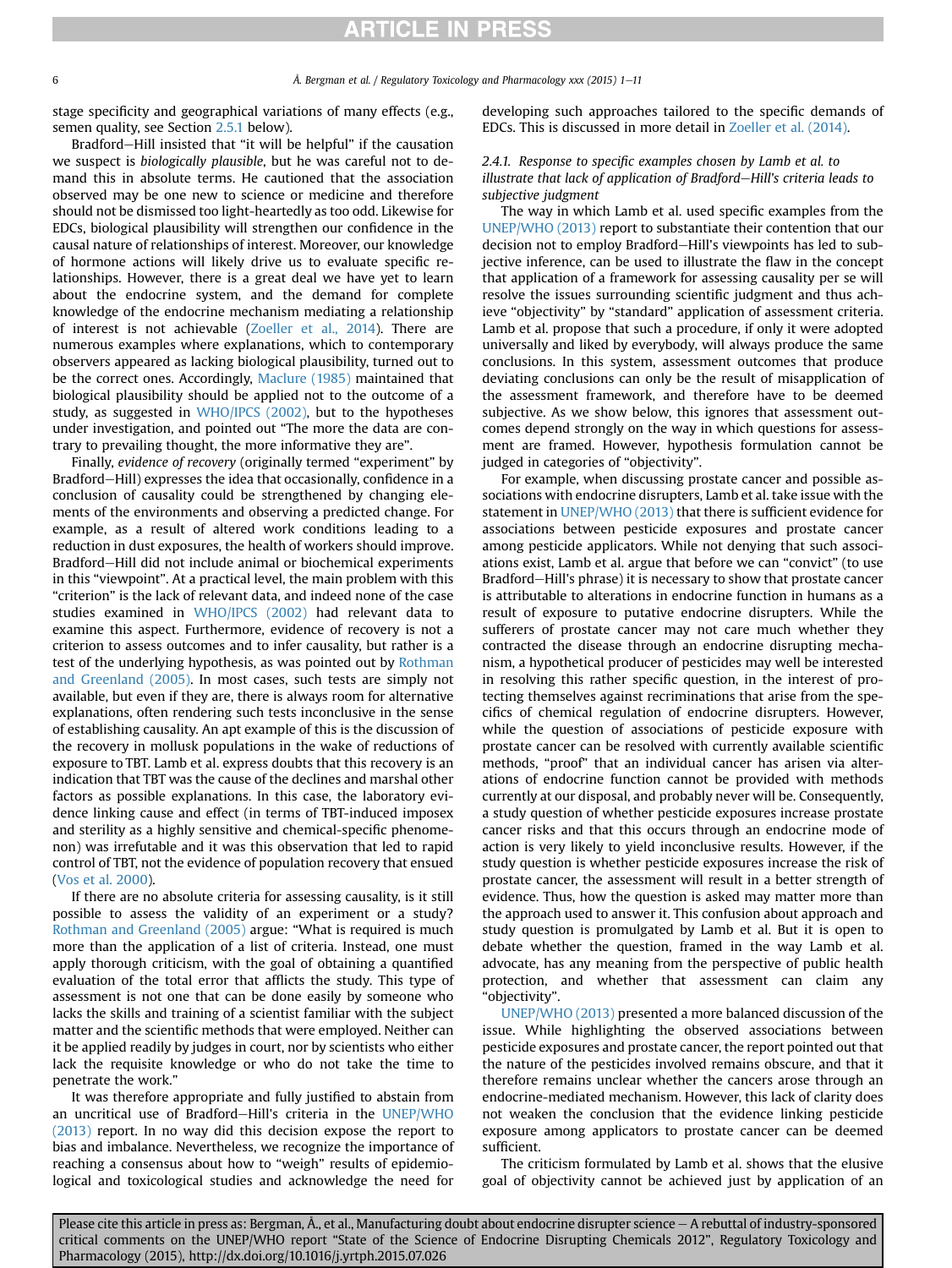stage specificity and geographical variations of many effects (e.g., semen quality, see Section 2.5.1 below).

Bradford–Hill insisted that "it will be helpful" if the causation we suspect is *biologically plausible*, but he was careful not to demand this in absolute terms. He cautioned that the association observed may be one new to science or medicine and therefore should not be dismissed too light-heartedly as too odd. Likewise for EDCs, biological plausibility will strengthen our confidence in the causal nature of relationships of interest. Moreover, our knowledge of hormone actions will likely drive us to evaluate specific relationships. However, there is a great deal we have yet to learn about the endocrine system, and the demand for complete knowledge of the endocrine mechanism mediating a relationship of interest is not achievable (Zoeller et al., 2014). There are numerous examples where explanations, which to contemporary observers appeared as lacking biological plausibility, turned out to be the correct ones. Accordingly, Maclure (1985) maintained that biological plausibility should be applied not to the outcome of a study, as suggested in WHO/IPCS (2002), but to the hypotheses under investigation, and pointed out "The more the data are contrary to prevailing thought, the more informative they are".

Finally, *evidence of recovery* (originally termed "experiment" by Bradford–Hill) expresses the idea that occasionally, confidence in a conclusion of causality could be strengthened by changing elements of the environments and observing a predicted change. For example, as a result of altered work conditions leading to a reduction in dust exposures, the health of workers should improve. Bradford–Hill did not include animal or biochemical experiments in this "viewpoint". At a practical level, the main problem with this "criterion" is the lack of relevant data, and indeed none of the case studies examined in WHO/IPCS (2002) had relevant data to examine this aspect. Furthermore, evidence of recovery is not a criterion to assess outcomes and to infer causality, but rather is a test of the underlying hypothesis, as was pointed out by Rothman and Greenland (2005). In most cases, such tests are simply not available, but even if they are, there is always room for alternative explanations, often rendering such tests inconclusive in the sense of establishing causality. An apt example of this is the discussion of the recovery in mollusk populations in the wake of reductions of exposure to TBT. Lamb et al. express doubts that this recovery is an indication that TBT was the cause of the declines and marshal other factors as possible explanations. In this case, the laboratory evidence linking cause and effect (in terms of TBT-induced imposex and sterility as a highly sensitive and chemical-specific phenomenon) was irrefutable and it was this observation that led to rapid control of TBT, not the evidence of population recovery that ensued (Vos et al. 2000).

If there are no absolute criteria for assessing causality, is it still possible to assess the validity of an experiment or a study? Rothman and Greenland (2005) argue: "What is required is much more than the application of a list of criteria. Instead, one must apply thorough criticism, with the goal of obtaining a quantified evaluation of the total error that afflicts the study. This type of assessment is not one that can be done easily by someone who lacks the skills and training of a scientist familiar with the subject matter and the scientific methods that were employed. Neither can it be applied readily by judges in court, nor by scientists who either lack the requisite knowledge or who do not take the time to penetrate the work."

It was therefore appropriate and fully justified to abstain from an uncritical use of Bradford–Hill's criteria in the UNEP/WHO (2013) report. In no way did this decision expose the report to bias and imbalance. Nevertheless, we recognize the importance of reaching a consensus about how to "weigh" results of epidemiological and toxicological studies and acknowledge the need for developing such approaches tailored to the specific demands of EDCs. This is discussed in more detail in Zoeller et al. (2014).

#### 2.4.1. Response to specific examples chosen by Lamb et al. to illustrate that lack of application of Bradford–Hill's criteria leads to subjective judgment

The way in which Lamb et al. used specific examples from the UNEP/WHO (2013) report to substantiate their contention that our decision not to employ Bradford–Hill's viewpoints has led to subjective inference, can be used to illustrate the flaw in the concept that application of a framework for assessing causality per se will resolve the issues surrounding scientific judgment and thus achieve "objectivity" by "standard" application of assessment criteria. Lamb et al. propose that such a procedure, if only it were adopted universally and liked by everybody, will always produce the same conclusions. In this system, assessment outcomes that produce deviating conclusions can only be the result of misapplication of the assessment framework, and therefore have to be deemed subjective. As we show below, this ignores that assessment outcomes depend strongly on the way in which questions for assessment are framed. However, hypothesis formulation cannot be judged in categories of "objectivity".

For example, when discussing prostate cancer and possible associations with endocrine disrupters, Lamb et al. take issue with the statement in UNEP/WHO (2013) that there is sufficient evidence for associations between pesticide exposures and prostate cancer among pesticide applicators. While not denying that such associations exist, Lamb et al. argue that before we can "convict" (to use Bradford–Hill's phrase) it is necessary to show that prostate cancer is attributable to alterations in endocrine function in humans as a result of exposure to putative endocrine disrupters. While the sufferers of prostate cancer may not care much whether they contracted the disease through an endocrine disrupting mechanism, a hypothetical producer of pesticides may well be interested in resolving this rather specific question, in the interest of protecting themselves against recriminations that arise from the specifics of chemical regulation of endocrine disrupters. However, while the question of associations of pesticide exposure with prostate cancer can be resolved with currently available scientific methods, "proof" that an individual cancer has arisen via alterations of endocrine function cannot be provided with methods currently at our disposal, and probably never will be. Consequently, a study question of whether pesticide exposures increase prostate cancer risks and that this occurs through an endocrine mode of action is very likely to yield inconclusive results. However, if the study question is whether pesticide exposures increase the risk of prostate cancer, the assessment will result in a better strength of evidence. Thus, how the question is asked may matter more than the approach used to answer it. This confusion about approach and study question is promulgated by Lamb et al. But it is open to debate whether the question, framed in the way Lamb et al. advocate, has any meaning from the perspective of public health protection, and whether that assessment can claim any "objectivity".

UNEP/WHO (2013) presented a more balanced discussion of the issue. While highlighting the observed associations between pesticide exposures and prostate cancer, the report pointed out that the nature of the pesticides involved remains obscure, and that it therefore remains unclear whether the cancers arose through an endocrine-mediated mechanism. However, this lack of clarity does not weaken the conclusion that the evidence linking pesticide exposure among applicators to prostate cancer can be deemed sufficient.

The criticism formulated by Lamb et al. shows that the elusive goal of objectivity cannot be achieved just by application of an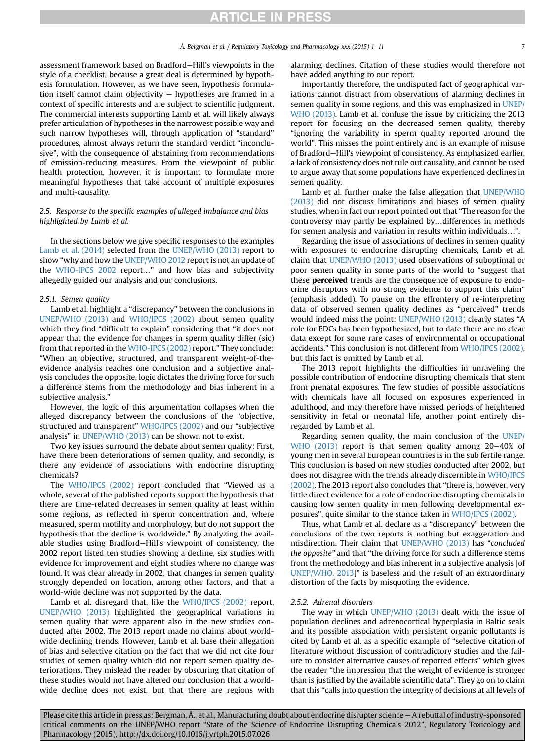assessment framework based on Bradford–Hill's viewpoints in the style of a checklist, because a great deal is determined by hypothesis formulation. However, as we have seen, hypothesis formulation itself cannot claim objectivity – hypotheses are framed in a context of specific interests and are subject to scientific judgment. The commercial interests supporting Lamb et al. will likely always prefer articulation of hypotheses in the narrowest possible way and such narrow hypotheses will, through application of "standard" procedures, almost always return the standard verdict "inconclusive", with the consequence of abstaining from recommendations of emission-reducing measures. From the viewpoint of public health protection, however, it is important to formulate more meaningful hypotheses that take account of multiple exposures and multi-causality.

### 2.5. Response to the specific examples of alleged imbalance and bias highlighted by Lamb et al.

In the sections below we give specific responses to the examples Lamb et al. (2014) selected from the UNEP/WHO (2013) report to show "why and how the UNEP/WHO 2012 report is not an update of the WHO-IPCS 2002 report…" and how bias and subjectivity allegedly guided our analysis and our conclusions.

#### 2.5.1. Semen quality

Lamb et al. highlight a "discrepancy" between the conclusions in UNEP/WHO (2013) and WHO/IPCS (2002) about semen quality which they find "difficult to explain" considering that "it does not appear that the evidence for changes in sperm quality differ (sic) from that reported in the WHO-IPCS 2002 report." They conclude: "When an objective, structured, and transparent weight-of-the-evidence analysis reaches one conclusion and a subjective analysis concludes the opposite, logic dictates the driving force for such a difference stems from the methodology and bias inherent in a subjective analysis."

However, the logic of this argumentation collapses when the alleged discrepancy between the conclusions of the "objective, structured and transparent" WHO/IPCS (2002) and our "subjective analysis" in UNEP/WHO (2013) can be shown not to exist.

Two key issues surround the debate about semen quality: First, have there been deteriorations of semen quality, and secondly, is there any evidence of associations with endocrine disrupting chemicals?

The WHO/IPCS (2002) report concluded that "Viewed as a whole, several of the published reports support the hypothesis that there are time-related decreases in semen quality at least within some regions, as reflected in sperm concentration and, where measured, sperm motility and morphology, but do not support the hypothesis that the decline is worldwide." By analyzing the available studies using Bradford–Hill's viewpoint of consistency, the 2002 report listed ten studies showing a decline, six studies with evidence for improvement and eight studies where no change was found. It was clear already in 2002, that changes in semen quality strongly depended on location, among other factors, and that a world-wide decline was not supported by the data.

Lamb et al. disregard that, like the WHO/IPCS (2002) report, UNEP/WHO (2013) highlighted the geographical variations in semen quality that were apparent also in the new studies conducted after 2002. The 2013 report made no claims about worldwide declining trends. However, Lamb et al. base their allegation of bias and selective citation on the fact that we did not cite four studies of semen quality which did not report semen quality deteriorations. They mislead the reader by obscuring that citation of these studies would not have altered our conclusion that a worldwide decline does not exist, but that there are regions with alarming declines. Citation of these studies would therefore not have added anything to our report.

Importantly therefore, the undisputed fact of geographical variations cannot distract from observations of alarming declines in semen quality in some regions, and this was emphasized in UNEP/WHO (2013). Lamb et al. confuse the issue by criticizing the 2013 report for focusing on the decreased semen quality, thereby "ignoring the variability in sperm quality reported around the world". This misses the point entirely and is an example of misuse of Bradford–Hill's viewpoint of consistency. As emphasized earlier, a lack of consistency does not rule out causality, and cannot be used to argue away that some populations have experienced declines in semen quality.

Lamb et al. further make the false allegation that UNEP/WHO (2013) did not discuss limitations and biases of semen quality studies, when in fact our report pointed out that "The reason for the controversy may partly be explained by…differences in methods for semen analysis and variation in results within individuals…".

Regarding the issue of associations of declines in semen quality with exposures to endocrine disrupting chemicals, Lamb et al. claim that UNEP/WHO (2013) used observations of suboptimal or poor semen quality in some parts of the world to "suggest that these **perceived** trends are the consequence of exposure to endocrine disruptors with no strong evidence to support this claim" (emphasis added). To pause on the effrontery of re-interpreting data of observed semen quality declines as "perceived" trends would indeed miss the point: UNEP/WHO (2013) clearly states "A role for EDCs has been hypothesized, but to date there are no clear data except for some rare cases of environmental or occupational accidents." This conclusion is not different from WHO/IPCS (2002), but this fact is omitted by Lamb et al.

The 2013 report highlights the difficulties in unraveling the possible contribution of endocrine disrupting chemicals that stem from prenatal exposures. The few studies of possible associations with chemicals have all focused on exposures experienced in adulthood, and may therefore have missed periods of heightened sensitivity in fetal or neonatal life, another point entirely disregarded by Lamb et al.

Regarding semen quality, the main conclusion of the UNEP/WHO (2013) report is that semen quality among 20–40% of young men in several European countries is in the sub fertile range. This conclusion is based on new studies conducted after 2002, but does not disagree with the trends already discernible in WHO/IPCS (2002). The 2013 report also concludes that "there is, however, very little direct evidence for a role of endocrine disrupting chemicals in causing low semen quality in men following developmental exposures", quite similar to the stance taken in WHO/IPCS (2002).

Thus, what Lamb et al. declare as a "discrepancy" between the conclusions of the two reports is nothing but exaggeration and misdirection. Their claim that UNEP/WHO (2013) has "*concluded the opposite*" and that "the driving force for such a difference stems from the methodology and bias inherent in a subjective analysis [of UNEP/WHO, 2013]" is baseless and the result of an extraordinary distortion of the facts by misquoting the evidence.

#### 2.5.2. Adrenal disorders

The way in which UNEP/WHO (2013) dealt with the issue of population declines and adrenocortical hyperplasia in Baltic seals and its possible association with persistent organic pollutants is cited by Lamb et al. as a specific example of "selective citation of literature without discussion of contradictory studies and the failure to consider alternative causes of reported effects" which gives the reader "the impression that the weight of evidence is stronger than is justified by the available scientific data". They go on to claim that this "calls into question the integrity of decisions at all levels of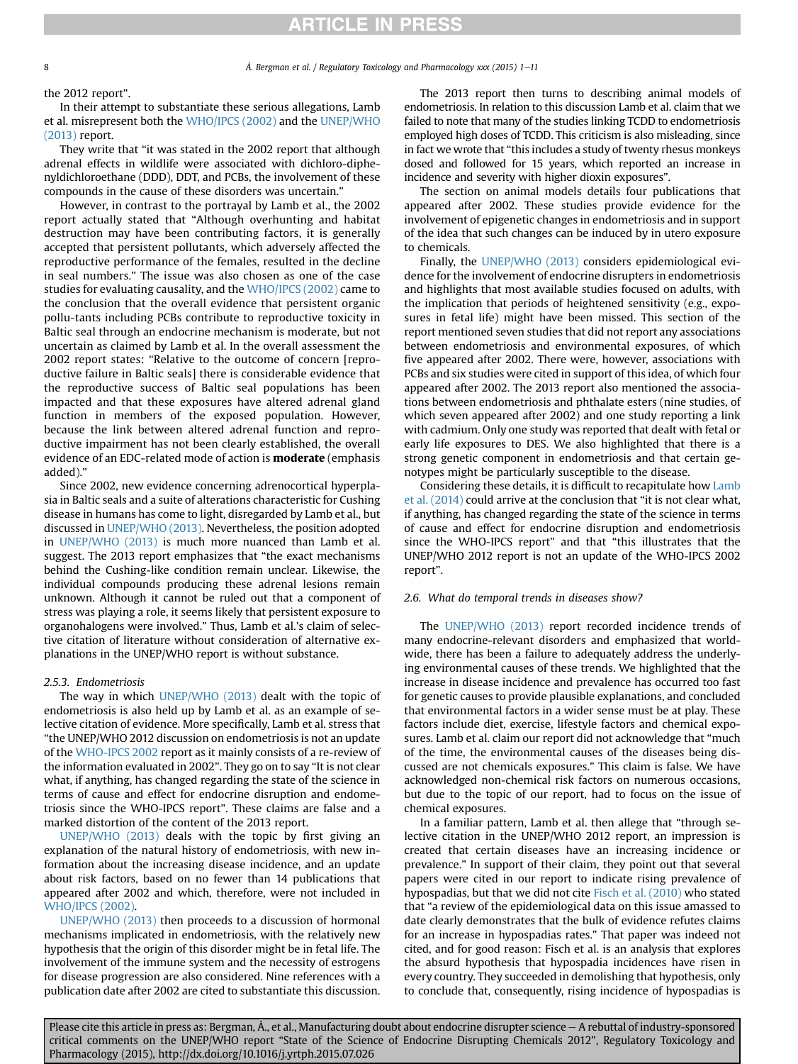the 2012 report".

In their attempt to substantiate these serious allegations, Lamb et al. misrepresent both the WHO/IPCS (2002) and the UNEP/WHO (2013) report.

They write that "it was stated in the 2002 report that although adrenal effects in wildlife were associated with dichloro-diphenyldichloroethane (DDD), DDT, and PCBs, the involvement of these compounds in the cause of these disorders was uncertain."

However, in contrast to the portrayal by Lamb et al., the 2002 report actually stated that "Although overhunting and habitat destruction may have been contributing factors, it is generally accepted that persistent pollutants, which adversely affected the reproductive performance of the females, resulted in the decline in seal numbers." The issue was also chosen as one of the case studies for evaluating causality, and the WHO/IPCS (2002) came to the conclusion that the overall evidence that persistent organic pollu-tants including PCBs contribute to reproductive toxicity in Baltic seal through an endocrine mechanism is moderate, but not uncertain as claimed by Lamb et al. In the overall assessment the 2002 report states: "Relative to the outcome of concern [reproductive failure in Baltic seals] there is considerable evidence that the reproductive success of Baltic seal populations has been impacted and that these exposures have altered adrenal gland function in members of the exposed population. However, because the link between altered adrenal function and reproductive impairment has not been clearly established, the overall evidence of an EDC-related mode of action is **moderate** (emphasis added)."

Since 2002, new evidence concerning adrenocortical hyperplasia in Baltic seals and a suite of alterations characteristic for Cushing disease in humans has come to light, disregarded by Lamb et al., but discussed in UNEP/WHO (2013). Nevertheless, the position adopted in UNEP/WHO (2013) is much more nuanced than Lamb et al. suggest. The 2013 report emphasizes that "the exact mechanisms behind the Cushing-like condition remain unclear. Likewise, the individual compounds producing these adrenal lesions remain unknown. Although it cannot be ruled out that a component of stress was playing a role, it seems likely that persistent exposure to organohalogens were involved." Thus, Lamb et al.'s claim of selective citation of literature without consideration of alternative explanations in the UNEP/WHO report is without substance.

#### 2.5.3. Endometriosis

The way in which UNEP/WHO (2013) dealt with the topic of endometriosis is also held up by Lamb et al. as an example of selective citation of evidence. More specifically, Lamb et al. stress that "the UNEP/WHO 2012 discussion on endometriosis is not an update of the WHO-IPCS 2002 report as it mainly consists of a re-review of the information evaluated in 2002". They go on to say "It is not clear what, if anything, has changed regarding the state of the science in terms of cause and effect for endocrine disruption and endometriosis since the WHO-IPCS report". These claims are false and a marked distortion of the content of the 2013 report.

UNEP/WHO (2013) deals with the topic by first giving an explanation of the natural history of endometriosis, with new information about the increasing disease incidence, and an update about risk factors, based on no fewer than 14 publications that appeared after 2002 and which, therefore, were not included in WHO/IPCS (2002).

UNEP/WHO (2013) then proceeds to a discussion of hormonal mechanisms implicated in endometriosis, with the relatively new hypothesis that the origin of this disorder might be in fetal life. The involvement of the immune system and the necessity of estrogens for disease progression are also considered. Nine references with a publication date after 2002 are cited to substantiate this discussion.

The 2013 report then turns to describing animal models of endometriosis. In relation to this discussion Lamb et al. claim that we failed to note that many of the studies linking TCDD to endometriosis employed high doses of TCDD. This criticism is also misleading, since in fact we wrote that "this includes a study of twenty rhesus monkeys dosed and followed for 15 years, which reported an increase in incidence and severity with higher dioxin exposures".

The section on animal models details four publications that appeared after 2002. These studies provide evidence for the involvement of epigenetic changes in endometriosis and in support of the idea that such changes can be induced by in utero exposure to chemicals.

Finally, the UNEP/WHO (2013) considers epidemiological evidence for the involvement of endocrine disrupters in endometriosis and highlights that most available studies focused on adults, with the implication that periods of heightened sensitivity (e.g., exposures in fetal life) might have been missed. This section of the report mentioned seven studies that did not report any associations between endometriosis and environmental exposures, of which five appeared after 2002. There were, however, associations with PCBs and six studies were cited in support of this idea, of which four appeared after 2002. The 2013 report also mentioned the associations between endometriosis and phthalate esters (nine studies, of which seven appeared after 2002) and one study reporting a link with cadmium. Only one study was reported that dealt with fetal or early life exposures to DES. We also highlighted that there is a strong genetic component in endometriosis and that certain genotypes might be particularly susceptible to the disease.

Considering these details, it is difficult to recapitulate how Lamb et al. (2014) could arrive at the conclusion that "it is not clear what, if anything, has changed regarding the state of the science in terms of cause and effect for endocrine disruption and endometriosis since the WHO-IPCS report" and that "this illustrates that the UNEP/WHO 2012 report is not an update of the WHO-IPCS 2002 report".

### 2.6. What do temporal trends in diseases show?

The UNEP/WHO (2013) report recorded incidence trends of many endocrine-relevant disorders and emphasized that worldwide, there has been a failure to adequately address the underlying environmental causes of these trends. We highlighted that the increase in disease incidence and prevalence has occurred too fast for genetic causes to provide plausible explanations, and concluded that environmental factors in a wider sense must be at play. These factors include diet, exercise, lifestyle factors and chemical exposures. Lamb et al. claim our report did not acknowledge that "much of the time, the environmental causes of the diseases being discussed are not chemicals exposures." This claim is false. We have acknowledged non-chemical risk factors on numerous occasions, but due to the topic of our report, had to focus on the issue of chemical exposures.

In a familiar pattern, Lamb et al. then allege that "through selective citation in the UNEP/WHO 2012 report, an impression is created that certain diseases have an increasing incidence or prevalence." In support of their claim, they point out that several papers were cited in our report to indicate rising prevalence of hypospadias, but that we did not cite Fisch et al. (2010) who stated that "a review of the epidemiological data on this issue amassed to date clearly demonstrates that the bulk of evidence refutes claims for an increase in hypospadias rates." That paper was indeed not cited, and for good reason: Fisch et al. is an analysis that explores the absurd hypothesis that hypospadia incidences have risen in every country. They succeeded in demolishing that hypothesis, only to conclude that, consequently, rising incidence of hypospadias is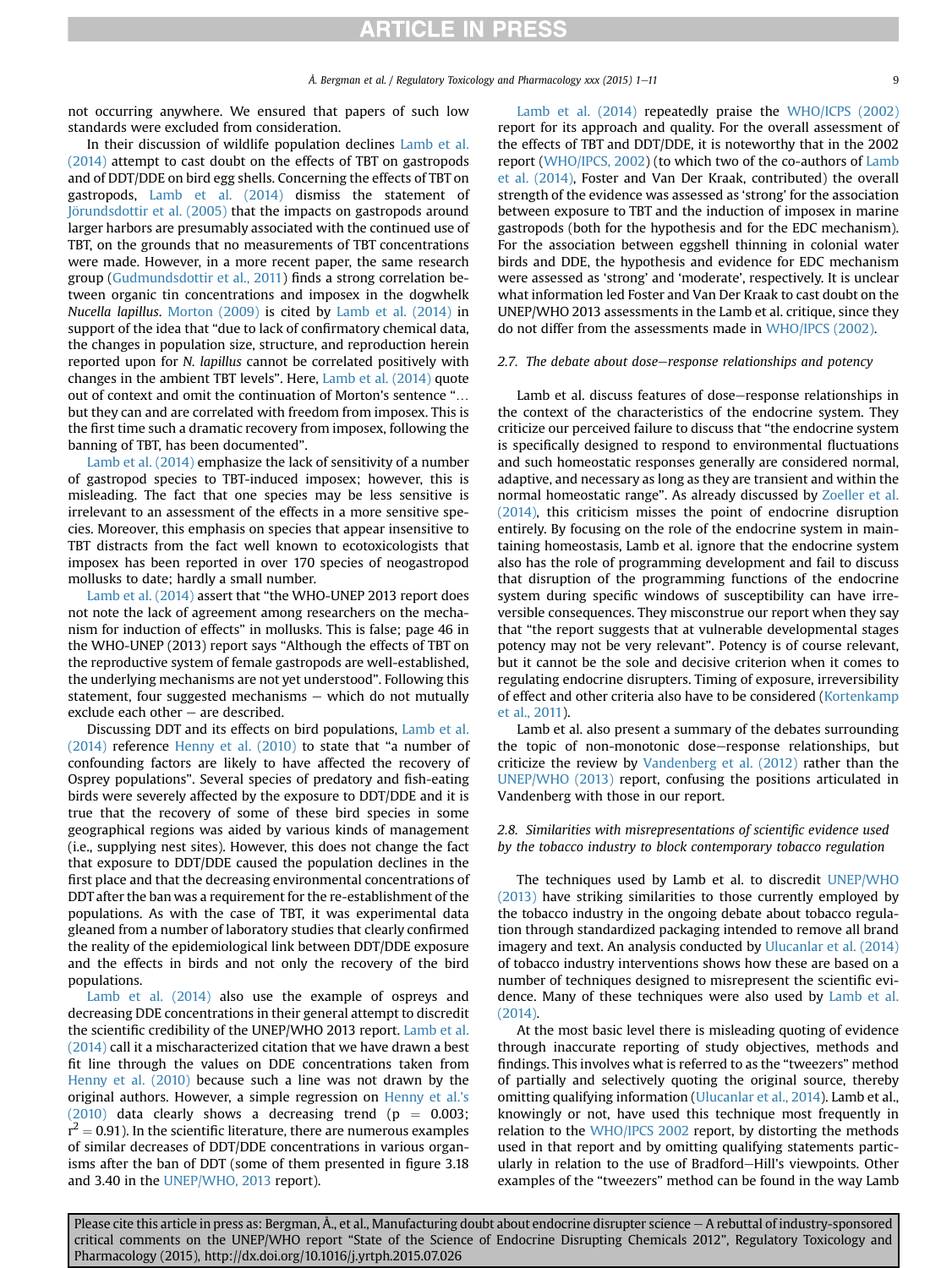not occurring anywhere. We ensured that papers of such low standards were excluded from consideration.

In their discussion of wildlife population declines Lamb et al. (2014) attempt to cast doubt on the effects of TBT on gastropods and of DDT/DDE on bird egg shells. Concerning the effects of TBT on gastropods, Lamb et al. (2014) dismiss the statement of Jörundsdottir et al. (2005) that the impacts on gastropods around larger harbors are presumably associated with the continued use of TBT, on the grounds that no measurements of TBT concentrations were made. However, in a more recent paper, the same research group (Gudmundsdottir et al., 2011) finds a strong correlation between organic tin concentrations and imposex in the dogwhelk *Nucella lapillus*. Morton (2009) is cited by Lamb et al. (2014) in support of the idea that "due to lack of confirmatory chemical data, the changes in population size, structure, and reproduction herein reported upon for *N. lapillus* cannot be correlated positively with changes in the ambient TBT levels". Here, Lamb et al. (2014) quote out of context and omit the continuation of Morton's sentence "… but they can and are correlated with freedom from imposex. This is the first time such a dramatic recovery from imposex, following the banning of TBT, has been documented".

Lamb et al. (2014) emphasize the lack of sensitivity of a number of gastropod species to TBT-induced imposex; however, this is misleading. The fact that one species may be less sensitive is irrelevant to an assessment of the effects in a more sensitive species. Moreover, this emphasis on species that appear insensitive to TBT distracts from the fact well known to ecotoxicologists that imposex has been reported in over 170 species of neogastropod mollusks to date; hardly a small number.

Lamb et al. (2014) assert that "the WHO-UNEP 2013 report does not note the lack of agreement among researchers on the mechanism for induction of effects" in mollusks. This is false; page 46 in the WHO-UNEP (2013) report says "Although the effects of TBT on the reproductive system of female gastropods are well-established, the underlying mechanisms are not yet understood". Following this statement, four suggested mechanisms – which do not mutually exclude each other – are described.

Discussing DDT and its effects on bird populations, Lamb et al. (2014) reference Henny et al. (2010) to state that "a number of confounding factors are likely to have affected the recovery of Osprey populations". Several species of predatory and fish-eating birds were severely affected by the exposure to DDT/DDE and it is true that the recovery of some of these bird species in some geographical regions was aided by various kinds of management (i.e., supplying nest sites). However, this does not change the fact that exposure to DDT/DDE caused the population declines in the first place and that the decreasing environmental concentrations of DDT after the ban was a requirement for the re-establishment of the populations. As with the case of TBT, it was experimental data gleaned from a number of laboratory studies that clearly confirmed the reality of the epidemiological link between DDT/DDE exposure and the effects in birds and not only the recovery of the bird populations.

Lamb et al. (2014) also use the example of ospreys and decreasing DDE concentrations in their general attempt to discredit the scientific credibility of the UNEP/WHO 2013 report. Lamb et al. (2014) call it a mischaracterized citation that we have drawn a best fit line through the values on DDE concentrations taken from Henny et al. (2010) because such a line was not drawn by the original authors. However, a simple regression on Henny et al.'s (2010) data clearly shows a decreasing trend ($p = 0.003$; $r^2 = 0.91$). In the scientific literature, there are numerous examples of similar decreases of DDT/DDE concentrations in various organisms after the ban of DDT (some of them presented in figure 3.18 and 3.40 in the UNEP/WHO, 2013 report).

Lamb et al. (2014) repeatedly praise the WHO/ICPS (2002) report for its approach and quality. For the overall assessment of the effects of TBT and DDT/DDE, it is noteworthy that in the 2002 report (WHO/IPCS, 2002) (to which two of the co-authors of Lamb et al. (2014), Foster and Van Der Kraak, contributed) the overall strength of the evidence was assessed as 'strong' for the association between exposure to TBT and the induction of imposex in marine gastropods (both for the hypothesis and for the EDC mechanism). For the association between eggshell thinning in colonial water birds and DDE, the hypothesis and evidence for EDC mechanism were assessed as 'strong' and 'moderate', respectively. It is unclear what information led Foster and Van Der Kraak to cast doubt on the UNEP/WHO 2013 assessments in the Lamb et al. critique, since they do not differ from the assessments made in WHO/IPCS (2002).

### 2.7. The debate about dose–response relationships and potency

Lamb et al. discuss features of dose–response relationships in the context of the characteristics of the endocrine system. They criticize our perceived failure to discuss that "the endocrine system is specifically designed to respond to environmental fluctuations and such homeostatic responses generally are considered normal, adaptive, and necessary as long as they are transient and within the normal homeostatic range". As already discussed by Zoeller et al. (2014), this criticism misses the point of endocrine disruption entirely. By focusing on the role of the endocrine system in maintaining homeostasis, Lamb et al. ignore that the endocrine system also has the role of programming development and fail to discuss that disruption of the programming functions of the endocrine system during specific windows of susceptibility can have irreversible consequences. They misconstrue our report when they say that "the report suggests that at vulnerable developmental stages potency may not be very relevant". Potency is of course relevant, but it cannot be the sole and decisive criterion when it comes to regulating endocrine disrupters. Timing of exposure, irreversibility of effect and other criteria also have to be considered (Kortenkamp et al., 2011).

Lamb et al. also present a summary of the debates surrounding the topic of non-monotonic dose–response relationships, but criticize the review by Vandenberg et al. (2012) rather than the UNEP/WHO (2013) report, confusing the positions articulated in Vandenberg with those in our report.

### 2.8. Similarities with misrepresentations of scientific evidence used by the tobacco industry to block contemporary tobacco regulation

The techniques used by Lamb et al. to discredit UNEP/WHO (2013) have striking similarities to those currently employed by the tobacco industry in the ongoing debate about tobacco regulation through standardized packaging intended to remove all brand imagery and text. An analysis conducted by Ulucanlar et al. (2014) of tobacco industry interventions shows how these are based on a number of techniques designed to misrepresent the scientific evidence. Many of these techniques were also used by Lamb et al. (2014).

At the most basic level there is misleading quoting of evidence through inaccurate reporting of study objectives, methods and findings. This involves what is referred to as the "tweezers" method of partially and selectively quoting the original source, thereby omitting qualifying information (Ulucanlar et al., 2014). Lamb et al., knowingly or not, have used this technique most frequently in relation to the WHO/IPCS 2002 report, by distorting the methods used in that report and by omitting qualifying statements particularly in relation to the use of Bradford–Hill's viewpoints. Other examples of the "tweezers" method can be found in the way Lamb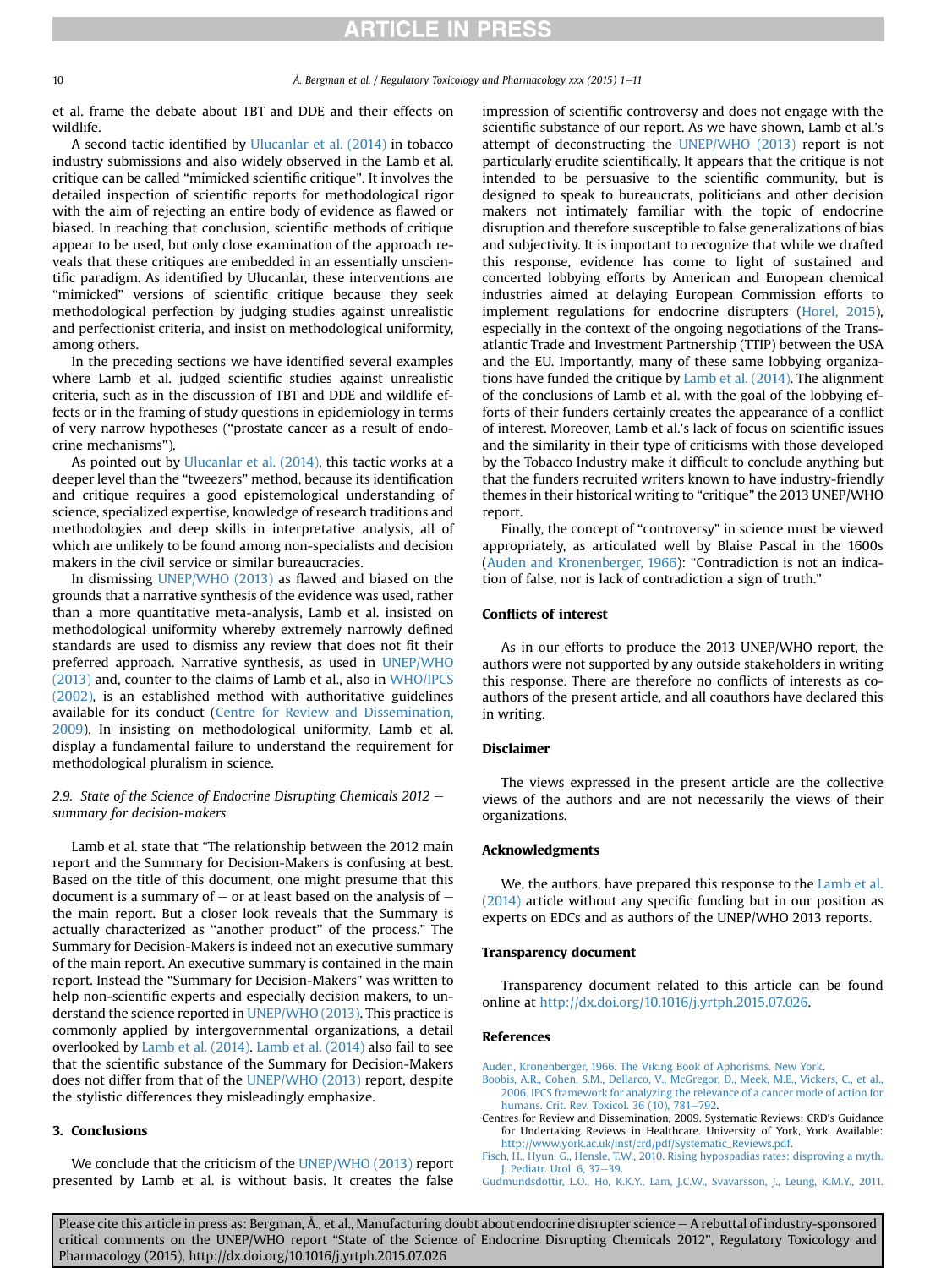et al. frame the debate about TBT and DDE and their effects on wildlife.

A second tactic identified by Ulucanlar et al. (2014) in tobacco industry submissions and also widely observed in the Lamb et al. critique can be called "mimicked scientific critique". It involves the detailed inspection of scientific reports for methodological rigor with the aim of rejecting an entire body of evidence as flawed or biased. In reaching that conclusion, scientific methods of critique appear to be used, but only close examination of the approach reveals that these critiques are embedded in an essentially unscientific paradigm. As identified by Ulucanlar, these interventions are "mimicked" versions of scientific critique because they seek methodological perfection by judging studies against unrealistic and perfectionist criteria, and insist on methodological uniformity, among others.

In the preceding sections we have identified several examples where Lamb et al. judged scientific studies against unrealistic criteria, such as in the discussion of TBT and DDE and wildlife effects or in the framing of study questions in epidemiology in terms of very narrow hypotheses ("prostate cancer as a result of endocrine mechanisms").

As pointed out by Ulucanlar et al. (2014), this tactic works at a deeper level than the "tweezers" method, because its identification and critique requires a good epistemological understanding of science, specialized expertise, knowledge of research traditions and methodologies and deep skills in interpretative analysis, all of which are unlikely to be found among non-specialists and decision makers in the civil service or similar bureaucracies.

In dismissing UNEP/WHO (2013) as flawed and biased on the grounds that a narrative synthesis of the evidence was used, rather than a more quantitative meta-analysis, Lamb et al. insisted on methodological uniformity whereby extremely narrowly defined standards are used to dismiss any review that does not fit their preferred approach. Narrative synthesis, as used in UNEP/WHO (2013) and, counter to the claims of Lamb et al., also in WHO/IPCS (2002), is an established method with authoritative guidelines available for its conduct (Centre for Review and Dissemination, 2009). In insisting on methodological uniformity, Lamb et al. display a fundamental failure to understand the requirement for methodological pluralism in science.

### *2.9. State of the Science of Endocrine Disrupting Chemicals 2012 − summary for decision-makers*

Lamb et al. state that "The relationship between the 2012 main report and the Summary for Decision-Makers is confusing at best. Based on the title of this document, one might presume that this document is a summary of − or at least based on the analysis of − the main report. But a closer look reveals that the Summary is actually characterized as "another product" of the process." The Summary for Decision-Makers is indeed not an executive summary of the main report. An executive summary is contained in the main report. Instead the "Summary for Decision-Makers" was written to help non-scientific experts and especially decision makers, to understand the science reported in UNEP/WHO (2013). This practice is commonly applied by intergovernmental organizations, a detail overlooked by Lamb et al. (2014). Lamb et al. (2014) also fail to see that the scientific substance of the Summary for Decision-Makers does not differ from that of the UNEP/WHO (2013) report, despite the stylistic differences they misleadingly emphasize.

## 3. Conclusions

We conclude that the criticism of the UNEP/WHO (2013) report presented by Lamb et al. is without basis. It creates the false impression of scientific controversy and does not engage with the scientific substance of our report. As we have shown, Lamb et al.'s attempt of deconstructing the UNEP/WHO (2013) report is not particularly erudite scientifically. It appears that the critique is not intended to be persuasive to the scientific community, but is designed to speak to bureaucrats, politicians and other decision makers not intimately familiar with the topic of endocrine disruption and therefore susceptible to false generalizations of bias and subjectivity. It is important to recognize that while we drafted this response, evidence has come to light of sustained and concerted lobbying efforts by American and European chemical industries aimed at delaying European Commission efforts to implement regulations for endocrine disrupters (Horel, 2015), especially in the context of the ongoing negotiations of the Transatlantic Trade and Investment Partnership (TTIP) between the USA and the EU. Importantly, many of these same lobbying organizations have funded the critique by Lamb et al. (2014). The alignment of the conclusions of Lamb et al. with the goal of the lobbying efforts of their funders certainly creates the appearance of a conflict of interest. Moreover, Lamb et al.'s lack of focus on scientific issues and the similarity in their type of criticisms with those developed by the Tobacco Industry make it difficult to conclude anything but that the funders recruited writers known to have industry-friendly themes in their historical writing to "critique" the 2013 UNEP/WHO report.

Finally, the concept of "controversy" in science must be viewed appropriately, as articulated well by Blaise Pascal in the 1600s (Auden and Kronenberger, 1966): "Contradiction is not an indication of false, nor is lack of contradiction a sign of truth."

## Conflicts of interest

As in our efforts to produce the 2013 UNEP/WHO report, the authors were not supported by any outside stakeholders in writing this response. There are therefore no conflicts of interests as co-authors of the present article, and all coauthors have declared this in writing.

## Disclaimer

The views expressed in the present article are the collective views of the authors and are not necessarily the views of their organizations.

## Acknowledgments

We, the authors, have prepared this response to the Lamb et al. (2014) article without any specific funding but in our position as experts on EDCs and as authors of the UNEP/WHO 2013 reports.

## Transparency document

Transparency document related to this article can be found online at http://dx.doi.org/10.1016/j.yrtph.2015.07.026.

## References

Auden, Kronenberger, 1966. The Viking Book of Aphorisms. New York.

Boobis, A.R., Cohen, S.M., Dellarco, V., McGregor, D., Meek, M.E., Vickers, C., et al., 2006. IPCS framework for analyzing the relevance of a cancer mode of action for humans. Crit. Rev. Toxicol. 36 (10), 781–792.

Centres for Review and Dissemination, 2009. Systematic Reviews: CRD's Guidance for Undertaking Reviews in Healthcare. University of York, York. Available: http://www.york.ac.uk/inst/crd/pdf/Systematic_Reviews.pdf.

Fisch, H., Hyun, G., Hensle, T.W., 2010. Rising hypospadias rates: disproving a myth. J. Pediatr. Urol. 6, 37–39.

Gudmundsdottir, L.O., Ho, K.K.Y., Lam, J.C.W., Svavarsson, J., Leung, K.M.Y., 2011.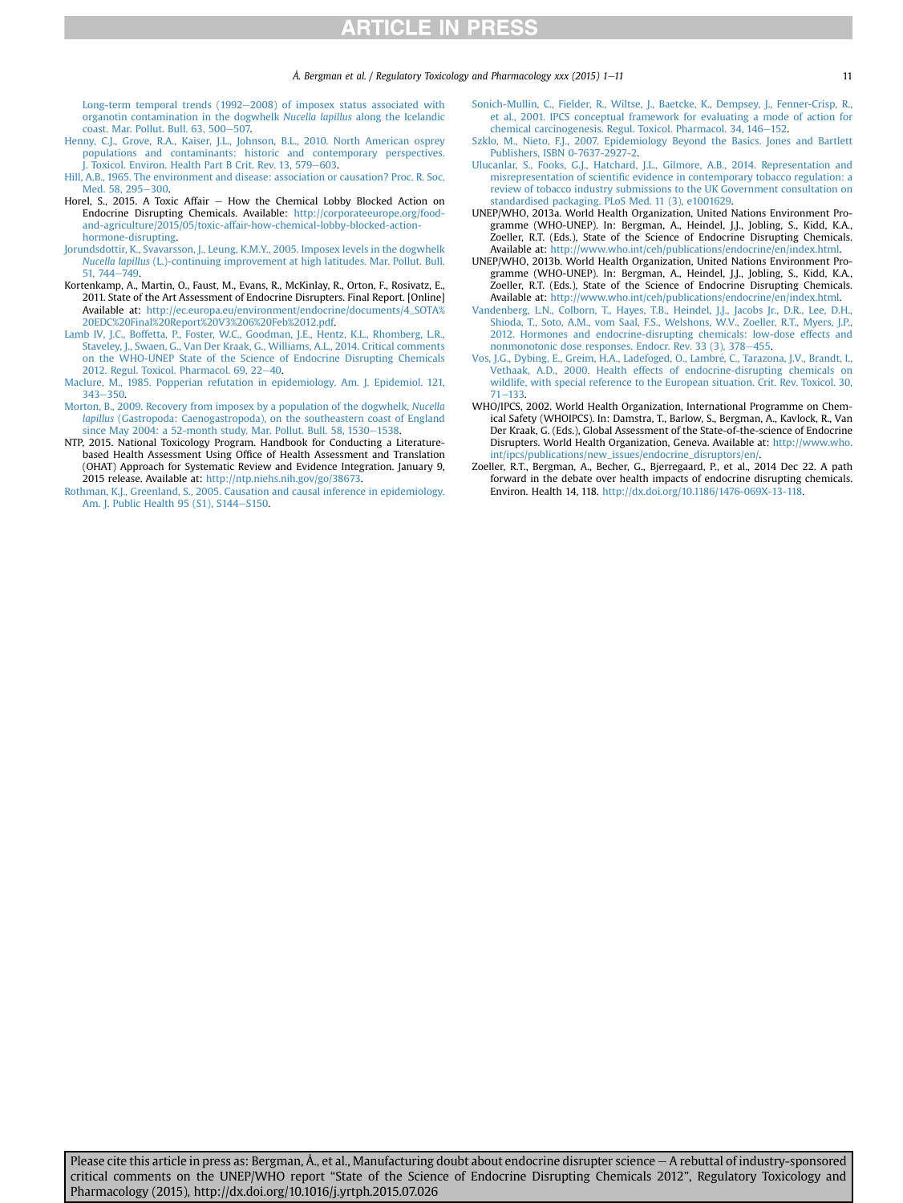Long-term temporal trends (1992–2008) of imposex status associated with organotin contamination in the dogwhelk *Nucella lapillus* along the Icelandic coast. Mar. Pollut. Bull. 63, 500–507.

Henny, C.J., Grove, R.A., Kaiser, J.L., Johnson, B.L., 2010. North American osprey populations and contaminants: historic and contemporary perspectives. J. Toxicol. Environ. Health Part B Crit. Rev. 13, 579–603.

Hill, A.B., 1965. The environment and disease: association or causation? Proc. R. Soc. Med. 58, 295–300.

Horel, S., 2015. A Toxic Affair – How the Chemical Lobby Blocked Action on Endocrine Disrupting Chemicals. Available: http://corporateeurope.org/food-and-agriculture/2015/05/toxic-affair-how-chemical-lobby-blocked-action-hormone-disrupting.

Jorundsdottir, K., Svavarsson, J., Leung, K.M.Y., 2005. Imposex levels in the dogwhelk *Nucella lapillus* (L.)-continuing improvement at high latitudes. Mar. Pollut. Bull. 51, 744–749.

Kortenkamp, A., Martin, O., Faust, M., Evans, R., McKinlay, R., Orton, F., Rosivatz, E., 2011. State of the Art Assessment of Endocrine Disrupters. Final Report. [Online] Available at: http://ec.europa.eu/environment/endocrine/documents/4_SOTA%20EDC%20Final%20Report%20V3%206%20Feb%2012.pdf.

Lamb IV, J.C., Boffetta, P., Foster, W.C., Goodman, J.E., Hentz, K.L., Rhomberg, L.R., Staveley, J., Swaen, G., Van Der Kraak, G., Williams, A.L., 2014. Critical comments on the WHO-UNEP State of the Science of Endocrine Disrupting Chemicals 2012. Regul. Toxicol. Pharmacol. 69, 22–40.

Maclure, M., 1985. Popperian refutation in epidemiology. Am. J. Epidemiol. 121, 343–350.

Morton, B., 2009. Recovery from imposex by a population of the dogwhelk, *Nucella lapillus* (Gastropoda: Caenogastropoda), on the southeastern coast of England since May 2004: a 52-month study. Mar. Pollut. Bull. 58, 1530–1538.

NTP, 2015. National Toxicology Program. Handbook for Conducting a Literature-based Health Assessment Using Office of Health Assessment and Translation (OHAT) Approach for Systematic Review and Evidence Integration. January 9, 2015 release. Available at: http://ntp.niehs.nih.gov/go/38673.

Rothman, K.J., Greenland, S., 2005. Causation and causal inference in epidemiology. Am. J. Public Health 95 (S1), S144–S150.

Sonich-Mullin, C., Fielder, R., Wiltse, J., Baetcke, K., Dempsey, J., Fenner-Crisp, R., et al., 2001. IPCS conceptual framework for evaluating a mode of action for chemical carcinogenesis. Regul. Toxicol. Pharmacol. 34, 146–152.

Szklo, M., Nieto, F.J., 2007. Epidemiology Beyond the Basics. Jones and Bartlett Publishers, ISBN 0-7637-2927-2.

Ulucanlar, S., Fooks, G.J., Hatchard, J.L., Gilmore, A.B., 2014. Representation and misrepresentation of scientific evidence in contemporary tobacco regulation: a review of tobacco industry submissions to the UK Government consultation on standardised packaging. PLoS Med. 11 (3), e1001629.

UNEP/WHO, 2013a. World Health Organization, United Nations Environment Programme (WHO-UNEP). In: Bergman, A., Heindel, J.J., Jobling, S., Kidd, K.A., Zoeller, R.T. (Eds.), State of the Science of Endocrine Disrupting Chemicals. Available at: http://www.who.int/ceh/publications/endocrine/en/index.html.

UNEP/WHO, 2013b. World Health Organization, United Nations Environment Programme (WHO-UNEP). In: Bergman, A., Heindel, J.J., Jobling, S., Kidd, K.A., Zoeller, R.T. (Eds.), State of the Science of Endocrine Disrupting Chemicals. Available at: http://www.who.int/ceh/publications/endocrine/en/index.html.

Vandenberg, L.N., Colborn, T., Hayes, T.B., Heindel, J.J., Jacobs Jr., D.R., Lee, D.H., Shioda, T., Soto, A.M., vom Saal, F.S., Welshons, W.V., Zoeller, R.T., Myers, J.P., 2012. Hormones and endocrine-disrupting chemicals: low-dose effects and nonmonotonic dose responses. Endocr. Rev. 33 (3), 378–455.

Vos, J.G., Dybing, E., Greim, H.A., Ladefoged, O., Lambré, C., Tarazona, J.V., Brandt, I., Vethaak, A.D., 2000. Health effects of endocrine-disrupting chemicals on wildlife, with special reference to the European situation. Crit. Rev. Toxicol. 30, 71–133.

WHO/IPCS, 2002. World Health Organization, International Programme on Chemical Safety (WHOIPCS). In: Damstra, T., Barlow, S., Bergman, A., Kavlock, R., Van Der Kraak, G. (Eds.), Global Assessment of the State-of-the-science of Endocrine Disrupters. World Health Organization, Geneva. Available at: http://www.who.int/ipcs/publications/new_issues/endocrine_disruptors/en/.

Zoeller, R.T., Bergman, A., Becher, G., Bjerregaard, P., et al., 2014 Dec 22. A path forward in the debate over health impacts of endocrine disrupting chemicals. Environ. Health 14, 118. http://dx.doi.org/10.1186/1476-069X-13-118.

Please cite this article in press as: Bergman, Å., et al., Manufacturing doubt about endocrine disrupter science – A rebuttal of industry-sponsored critical comments on the UNEP/WHO report "State of the Science of Endocrine Disrupting Chemicals 2012", Regulatory Toxicology and Pharmacology (2015), http://dx.doi.org/10.1016/j.yrtph.2015.07.026